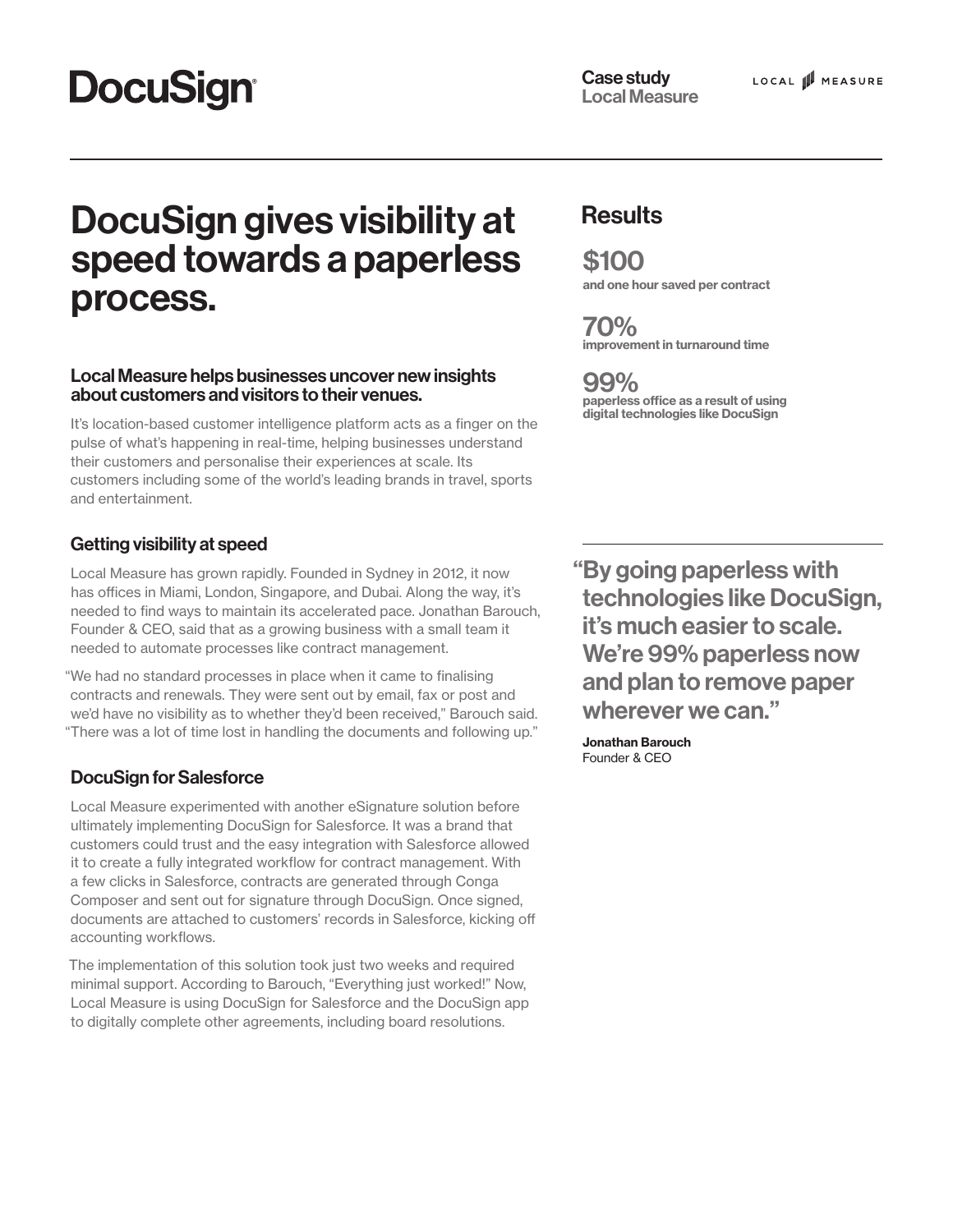DocuSign

**Case study**
**Local Measure**

LOCAL MEASURE

# DocuSign gives visibility at speed towards a paperless process.

### Local Measure helps businesses uncover new insights about customers and visitors to their venues.

It's location-based customer intelligence platform acts as a finger on the pulse of what's happening in real-time, helping businesses understand their customers and personalise their experiences at scale. Its customers including some of the world's leading brands in travel, sports and entertainment.

### Getting visibility at speed

Local Measure has grown rapidly. Founded in Sydney in 2012, it now has offices in Miami, London, Singapore, and Dubai. Along the way, it's needed to find ways to maintain its accelerated pace. Jonathan Barouch, Founder & CEO, said that as a growing business with a small team it needed to automate processes like contract management.

"We had no standard processes in place when it came to finalising contracts and renewals. They were sent out by email, fax or post and we'd have no visibility as to whether they'd been received," Barouch said. "There was a lot of time lost in handling the documents and following up."

### DocuSign for Salesforce

Local Measure experimented with another eSignature solution before ultimately implementing DocuSign for Salesforce. It was a brand that customers could trust and the easy integration with Salesforce allowed it to create a fully integrated workflow for contract management. With a few clicks in Salesforce, contracts are generated through Conga Composer and sent out for signature through DocuSign. Once signed, documents are attached to customers' records in Salesforce, kicking off accounting workflows.

The implementation of this solution took just two weeks and required minimal support. According to Barouch, "Everything just worked!" Now, Local Measure is using DocuSign for Salesforce and the DocuSign app to digitally complete other agreements, including board resolutions.

## Results

**$100**
**and one hour saved per contract**

**70%**
**improvement in turnaround time**

**99%**
**paperless office as a result of using digital technologies like DocuSign**

> **"By going paperless with technologies like DocuSign, it's much easier to scale. We're 99% paperless now and plan to remove paper wherever we can."**
>
> **Jonathan Barouch**
> Founder & CEO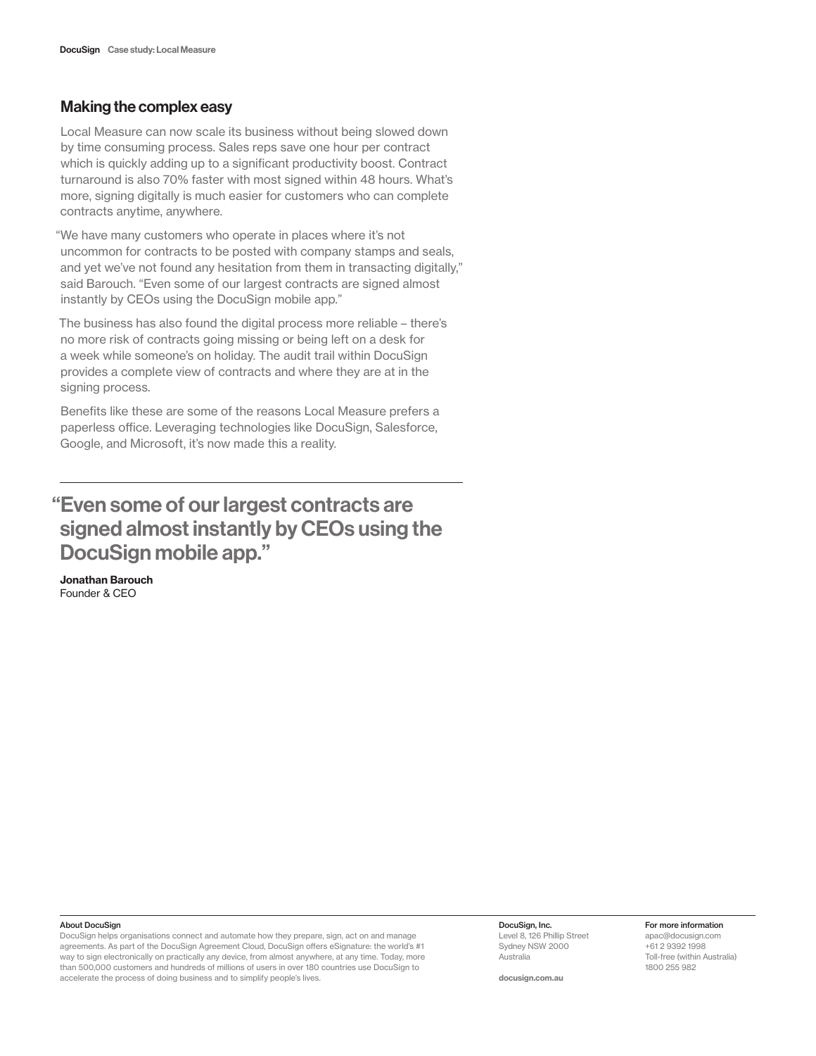## Making the complex easy

Local Measure can now scale its business without being slowed down by time consuming process. Sales reps save one hour per contract which is quickly adding up to a significant productivity boost. Contract turnaround is also 70% faster with most signed within 48 hours. What's more, signing digitally is much easier for customers who can complete contracts anytime, anywhere.

"We have many customers who operate in places where it's not uncommon for contracts to be posted with company stamps and seals, and yet we've not found any hesitation from them in transacting digitally," said Barouch. "Even some of our largest contracts are signed almost instantly by CEOs using the DocuSign mobile app."

The business has also found the digital process more reliable – there's no more risk of contracts going missing or being left on a desk for a week while someone's on holiday. The audit trail within DocuSign provides a complete view of contracts and where they are at in the signing process.

Benefits like these are some of the reasons Local Measure prefers a paperless office. Leveraging technologies like DocuSign, Salesforce, Google, and Microsoft, it's now made this a reality.

---

> **"Even some of our largest contracts are signed almost instantly by CEOs using the DocuSign mobile app."**

**Jonathan Barouch**
Founder & CEO

---

**About DocuSign**
DocuSign helps organisations connect and automate how they prepare, sign, act on and manage agreements. As part of the DocuSign Agreement Cloud, DocuSign offers eSignature: the world's #1 way to sign electronically on practically any device, from almost anywhere, at any time. Today, more than 500,000 customers and hundreds of millions of users in over 180 countries use DocuSign to accelerate the process of doing business and to simplify people's lives.

**DocuSign, Inc.**
Level 8, 126 Phillip Street
Sydney NSW 2000
Australia

**docusign.com.au**

**For more information**
apac@docusign.com
+61 2 9392 1998
Toll-free (within Australia)
1800 255 982